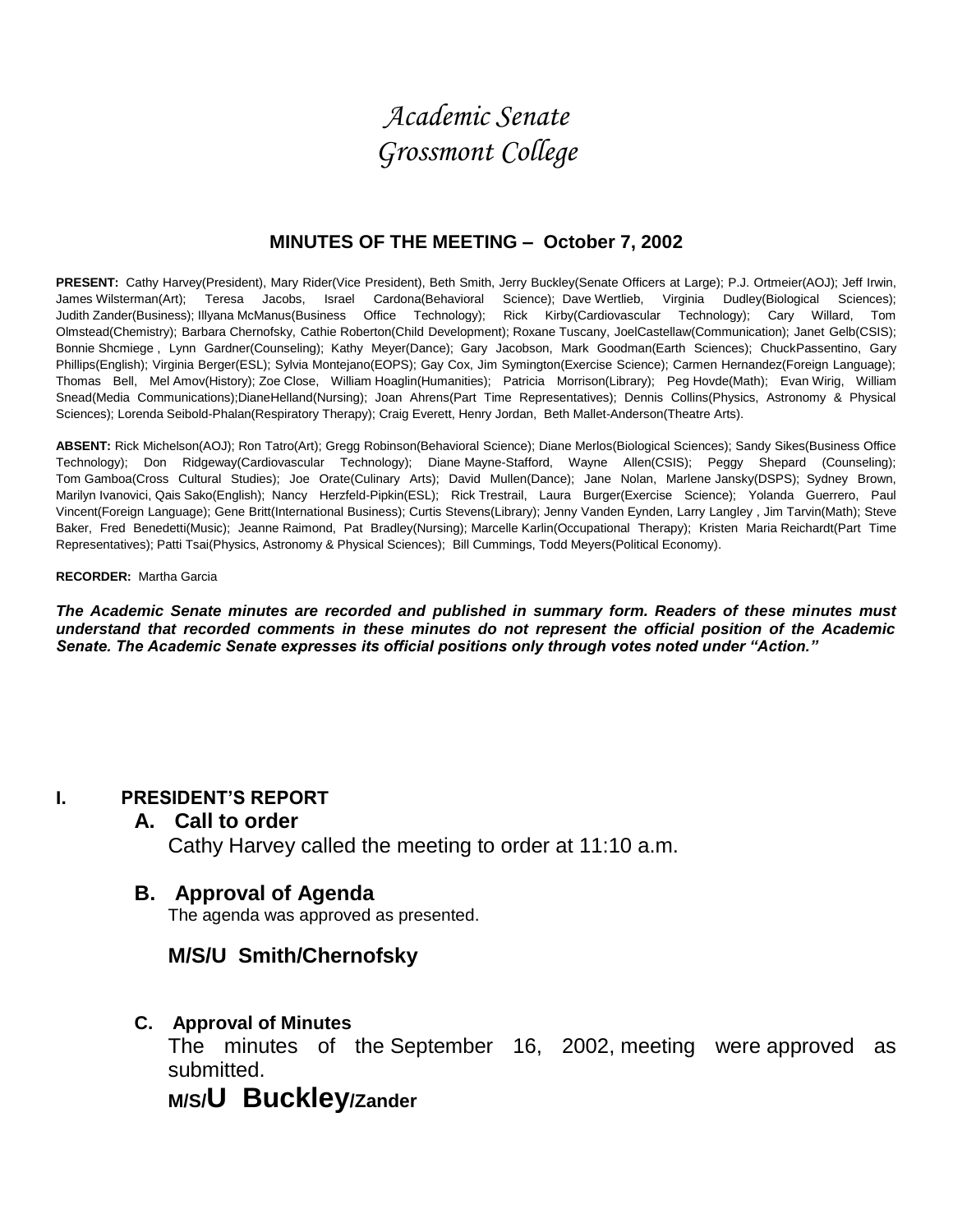# *Academic Senate*
# *Grossmont College*

## MINUTES OF THE MEETING – October 7, 2002

**PRESENT:** Cathy Harvey(President), Mary Rider(Vice President), Beth Smith, Jerry Buckley(Senate Officers at Large); P.J. Ortmeier(AOJ); Jeff Irwin, James Wilsterman(Art); Teresa Jacobs, Israel Cardona(Behavioral Science); Dave Wertlieb, Virginia Dudley(Biological Sciences); Judith Zander(Business); Illyana McManus(Business Office Technology); Rick Kirby(Cardiovascular Technology); Cary Willard, Tom Olmstead(Chemistry); Barbara Chernofsky, Cathie Roberton(Child Development); Roxane Tuscany, JoelCastellaw(Communication); Janet Gelb(CSIS); Bonnie Shcmiege , Lynn Gardner(Counseling); Kathy Meyer(Dance); Gary Jacobson, Mark Goodman(Earth Sciences); ChuckPassentino, Gary Phillips(English); Virginia Berger(ESL); Sylvia Montejano(EOPS); Gay Cox, Jim Symington(Exercise Science); Carmen Hernandez(Foreign Language); Thomas Bell, Mel Amov(History); Zoe Close, William Hoaglin(Humanities); Patricia Morrison(Library); Peg Hovde(Math); Evan Wirig, William Snead(Media Communications);DianeHelland(Nursing); Joan Ahrens(Part Time Representatives); Dennis Collins(Physics, Astronomy & Physical Sciences); Lorenda Seibold-Phalan(Respiratory Therapy); Craig Everett, Henry Jordan, Beth Mallet-Anderson(Theatre Arts).

**ABSENT:** Rick Michelson(AOJ); Ron Tatro(Art); Gregg Robinson(Behavioral Science); Diane Merlos(Biological Sciences); Sandy Sikes(Business Office Technology); Don Ridgeway(Cardiovascular Technology); Diane Mayne-Stafford, Wayne Allen(CSIS); Peggy Shepard (Counseling); Tom Gamboa(Cross Cultural Studies); Joe Orate(Culinary Arts); David Mullen(Dance); Jane Nolan, Marlene Jansky(DSPS); Sydney Brown, Marilyn Ivanovici, Qais Sako(English); Nancy Herzfeld-Pipkin(ESL); Rick Trestrail, Laura Burger(Exercise Science); Yolanda Guerrero, Paul Vincent(Foreign Language); Gene Britt(International Business); Curtis Stevens(Library); Jenny Vanden Eynden, Larry Langley , Jim Tarvin(Math); Steve Baker, Fred Benedetti(Music); Jeanne Raimond, Pat Bradley(Nursing); Marcelle Karlin(Occupational Therapy); Kristen Maria Reichardt(Part Time Representatives); Patti Tsai(Physics, Astronomy & Physical Sciences); Bill Cummings, Todd Meyers(Political Economy).

**RECORDER:** Martha Garcia

***The Academic Senate minutes are recorded and published in summary form. Readers of these minutes must understand that recorded comments in these minutes do not represent the official position of the Academic Senate. The Academic Senate expresses its official positions only through votes noted under "Action."***

## I. PRESIDENT'S REPORT

### A. Call to order

Cathy Harvey called the meeting to order at 11:10 a.m.

### B. Approval of Agenda

The agenda was approved as presented.

**M/S/U Smith/Chernofsky**

### C. Approval of Minutes

The minutes of the September 16, 2002, meeting were approved as submitted.

**M/S/U Buckley/Zander**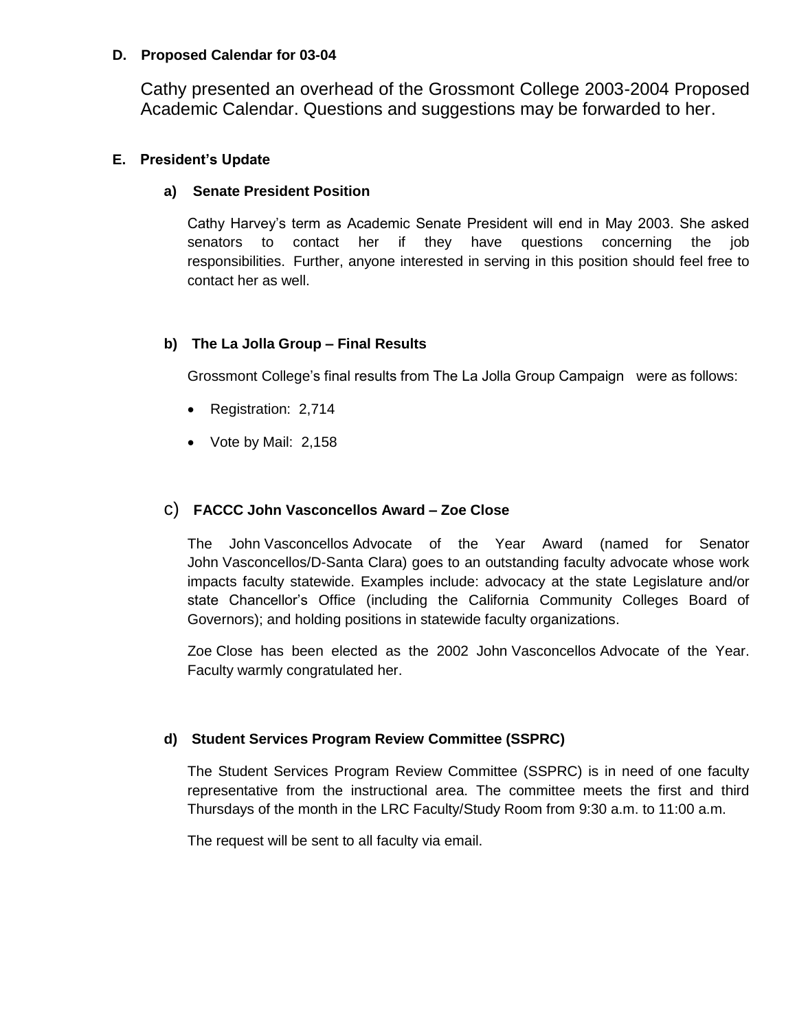**D. Proposed Calendar for 03-04**

Cathy presented an overhead of the Grossmont College 2003-2004 Proposed Academic Calendar. Questions and suggestions may be forwarded to her.

**E. President's Update**

**a) Senate President Position**

Cathy Harvey's term as Academic Senate President will end in May 2003. She asked senators to contact her if they have questions concerning the job responsibilities. Further, anyone interested in serving in this position should feel free to contact her as well.

**b) The La Jolla Group – Final Results**

Grossmont College's final results from The La Jolla Group Campaign were as follows:

- Registration: 2,714
- Vote by Mail: 2,158

**c) FACCC John Vasconcellos Award – Zoe Close**

The John Vasconcellos Advocate of the Year Award (named for Senator John Vasconcellos/D-Santa Clara) goes to an outstanding faculty advocate whose work impacts faculty statewide. Examples include: advocacy at the state Legislature and/or state Chancellor's Office (including the California Community Colleges Board of Governors); and holding positions in statewide faculty organizations.

Zoe Close has been elected as the 2002 John Vasconcellos Advocate of the Year. Faculty warmly congratulated her.

**d) Student Services Program Review Committee (SSPRC)**

The Student Services Program Review Committee (SSPRC) is in need of one faculty representative from the instructional area. The committee meets the first and third Thursdays of the month in the LRC Faculty/Study Room from 9:30 a.m. to 11:00 a.m.

The request will be sent to all faculty via email.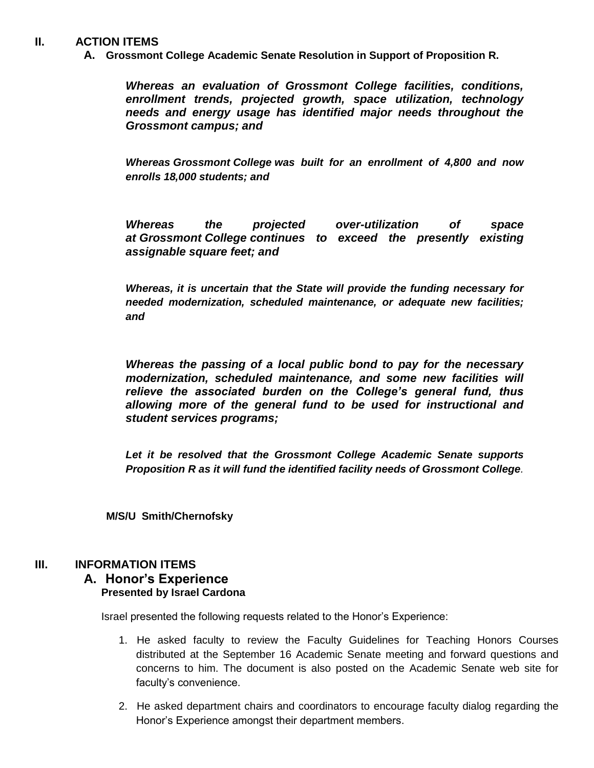## II. ACTION ITEMS

### A. Grossmont College Academic Senate Resolution in Support of Proposition R.

***Whereas an evaluation of Grossmont College facilities, conditions, enrollment trends, projected growth, space utilization, technology needs and energy usage has identified major needs throughout the Grossmont campus; and***

***Whereas Grossmont College was built for an enrollment of 4,800 and now enrolls 18,000 students; and***

***Whereas the projected over-utilization of space at Grossmont College continues to exceed the presently existing assignable square feet; and***

***Whereas, it is uncertain that the State will provide the funding necessary for needed modernization, scheduled maintenance, or adequate new facilities; and***

***Whereas the passing of a local public bond to pay for the necessary modernization, scheduled maintenance, and some new facilities will relieve the associated burden on the College's general fund, thus allowing more of the general fund to be used for instructional and student services programs;***

***Let it be resolved that the Grossmont College Academic Senate supports Proposition R as it will fund the identified facility needs of Grossmont College.***

**M/S/U Smith/Chernofsky**

## III. INFORMATION ITEMS

### A. Honor's Experience

**Presented by Israel Cardona**

Israel presented the following requests related to the Honor's Experience:

1. He asked faculty to review the Faculty Guidelines for Teaching Honors Courses distributed at the September 16 Academic Senate meeting and forward questions and concerns to him. The document is also posted on the Academic Senate web site for faculty's convenience.
2. He asked department chairs and coordinators to encourage faculty dialog regarding the Honor's Experience amongst their department members.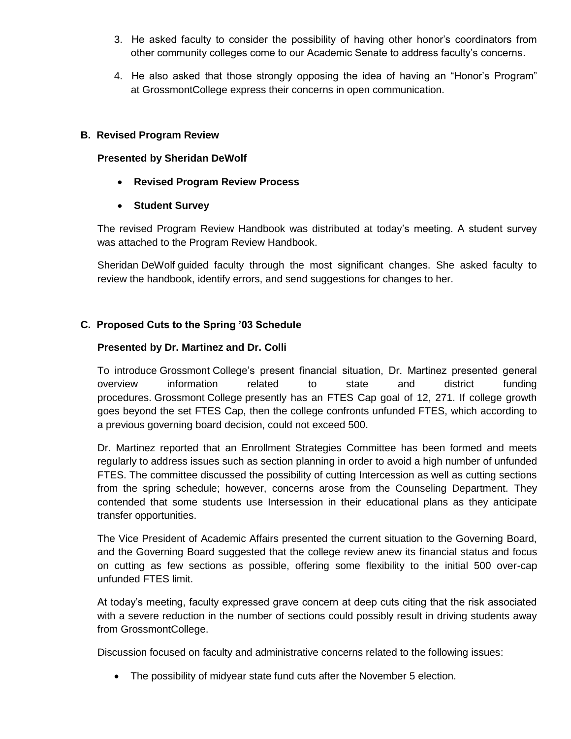3. He asked faculty to consider the possibility of having other honor's coordinators from other community colleges come to our Academic Senate to address faculty's concerns.

4. He also asked that those strongly opposing the idea of having an "Honor's Program" at GrossmontCollege express their concerns in open communication.

**B. Revised Program Review**

**Presented by Sheridan DeWolf**

- **Revised Program Review Process**
- **Student Survey**

The revised Program Review Handbook was distributed at today's meeting. A student survey was attached to the Program Review Handbook.

Sheridan DeWolf guided faculty through the most significant changes. She asked faculty to review the handbook, identify errors, and send suggestions for changes to her.

**C. Proposed Cuts to the Spring '03 Schedule**

**Presented by Dr. Martinez and Dr. Colli**

To introduce Grossmont College's present financial situation, Dr. Martinez presented general overview information related to state and district funding procedures. Grossmont College presently has an FTES Cap goal of 12, 271. If college growth goes beyond the set FTES Cap, then the college confronts unfunded FTES, which according to a previous governing board decision, could not exceed 500.

Dr. Martinez reported that an Enrollment Strategies Committee has been formed and meets regularly to address issues such as section planning in order to avoid a high number of unfunded FTES. The committee discussed the possibility of cutting Intercession as well as cutting sections from the spring schedule; however, concerns arose from the Counseling Department. They contended that some students use Intersession in their educational plans as they anticipate transfer opportunities.

The Vice President of Academic Affairs presented the current situation to the Governing Board, and the Governing Board suggested that the college review anew its financial status and focus on cutting as few sections as possible, offering some flexibility to the initial 500 over-cap unfunded FTES limit.

At today's meeting, faculty expressed grave concern at deep cuts citing that the risk associated with a severe reduction in the number of sections could possibly result in driving students away from GrossmontCollege.

Discussion focused on faculty and administrative concerns related to the following issues:

- The possibility of midyear state fund cuts after the November 5 election.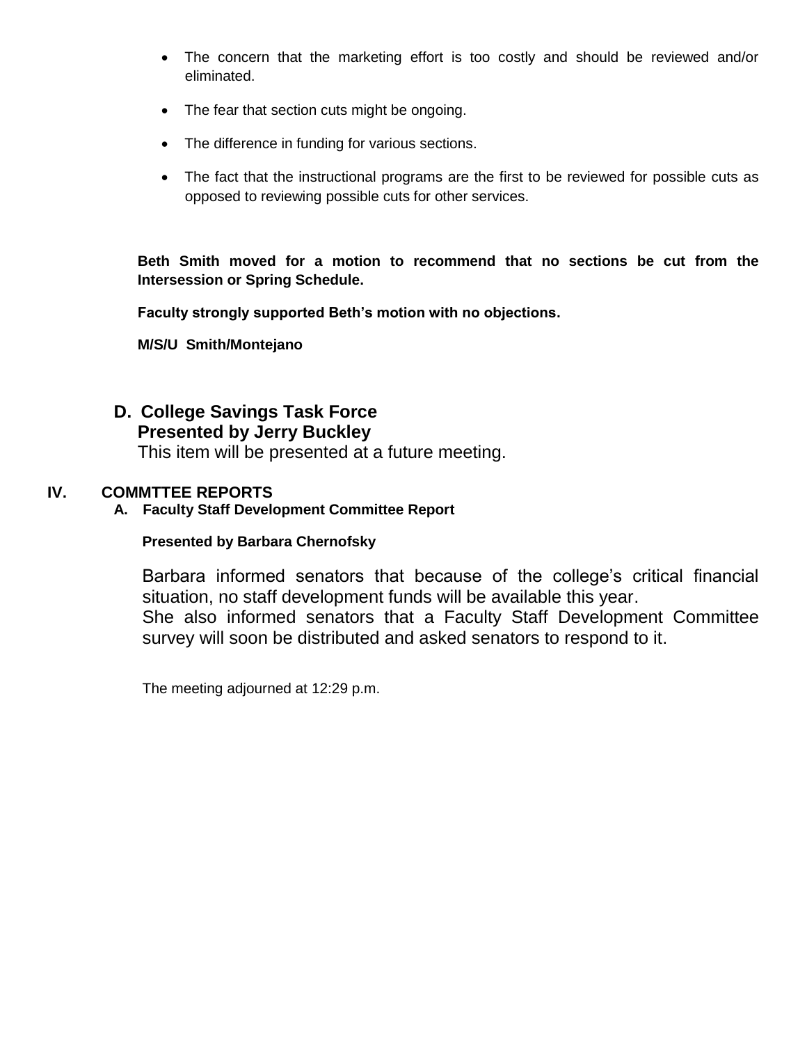- The concern that the marketing effort is too costly and should be reviewed and/or eliminated.
- The fear that section cuts might be ongoing.
- The difference in funding for various sections.
- The fact that the instructional programs are the first to be reviewed for possible cuts as opposed to reviewing possible cuts for other services.

**Beth Smith moved for a motion to recommend that no sections be cut from the Intersession or Spring Schedule.**

**Faculty strongly supported Beth's motion with no objections.**

**M/S/U Smith/Montejano**

### D. College Savings Task Force Presented by Jerry Buckley

This item will be presented at a future meeting.

## IV. COMMTTEE REPORTS

### A. Faculty Staff Development Committee Report

**Presented by Barbara Chernofsky**

Barbara informed senators that because of the college's critical financial situation, no staff development funds will be available this year.
She also informed senators that a Faculty Staff Development Committee survey will soon be distributed and asked senators to respond to it.

The meeting adjourned at 12:29 p.m.